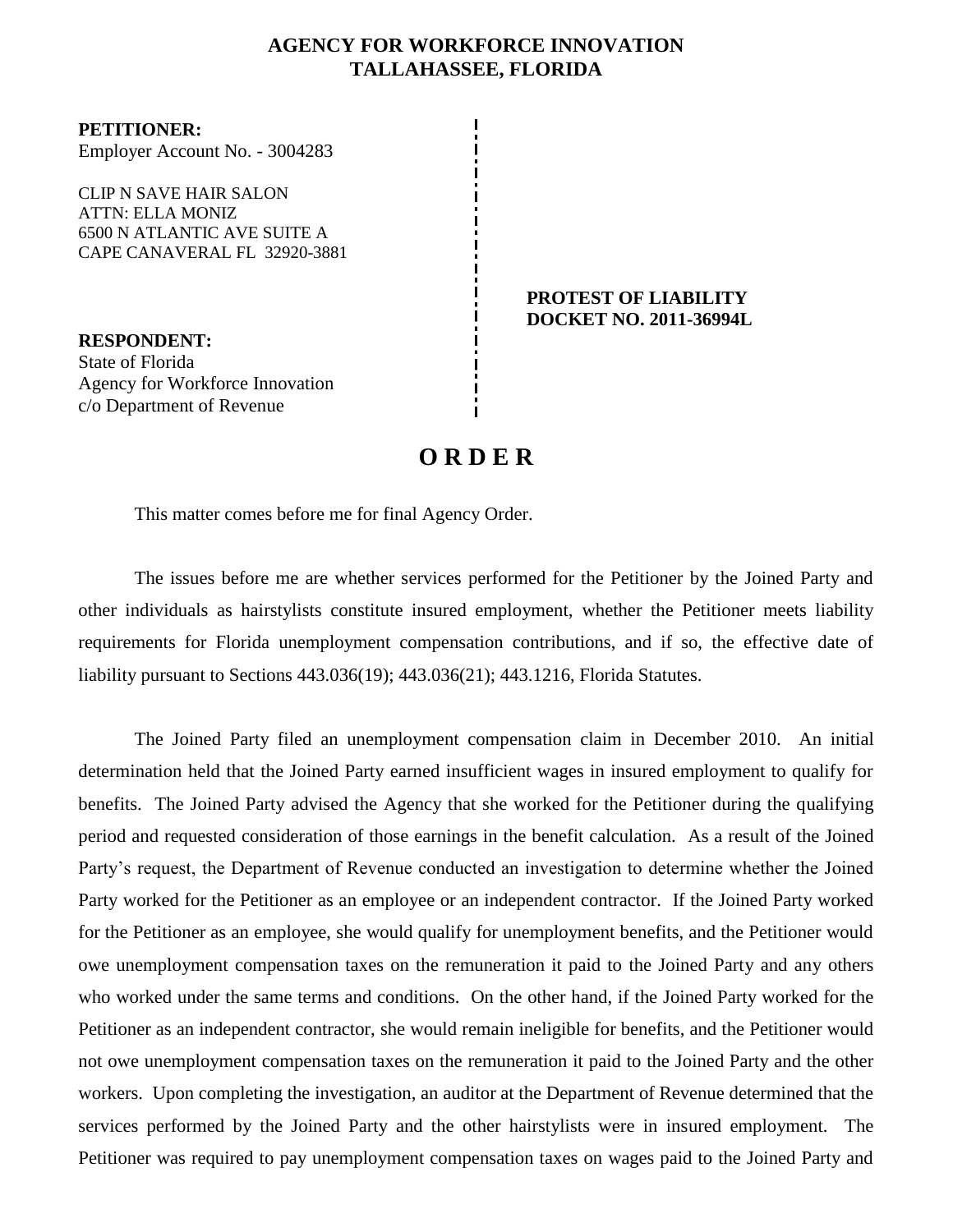**AGENCY FOR WORKFORCE INNOVATION**
**TALLAHASSEE, FLORIDA**

**PETITIONER:**
Employer Account No. - 3004283

CLIP N SAVE HAIR SALON
ATTN: ELLA MONIZ
6500 N ATLANTIC AVE SUITE A
CAPE CANAVERAL FL 32920-3881

**PROTEST OF LIABILITY**
**DOCKET NO. 2011-36994L**

**RESPONDENT:**
State of Florida
Agency for Workforce Innovation
c/o Department of Revenue

# O R D E R

This matter comes before me for final Agency Order.

The issues before me are whether services performed for the Petitioner by the Joined Party and other individuals as hairstylists constitute insured employment, whether the Petitioner meets liability requirements for Florida unemployment compensation contributions, and if so, the effective date of liability pursuant to Sections 443.036(19); 443.036(21); 443.1216, Florida Statutes.

The Joined Party filed an unemployment compensation claim in December 2010. An initial determination held that the Joined Party earned insufficient wages in insured employment to qualify for benefits. The Joined Party advised the Agency that she worked for the Petitioner during the qualifying period and requested consideration of those earnings in the benefit calculation. As a result of the Joined Party's request, the Department of Revenue conducted an investigation to determine whether the Joined Party worked for the Petitioner as an employee or an independent contractor. If the Joined Party worked for the Petitioner as an employee, she would qualify for unemployment benefits, and the Petitioner would owe unemployment compensation taxes on the remuneration it paid to the Joined Party and any others who worked under the same terms and conditions. On the other hand, if the Joined Party worked for the Petitioner as an independent contractor, she would remain ineligible for benefits, and the Petitioner would not owe unemployment compensation taxes on the remuneration it paid to the Joined Party and the other workers. Upon completing the investigation, an auditor at the Department of Revenue determined that the services performed by the Joined Party and the other hairstylists were in insured employment. The Petitioner was required to pay unemployment compensation taxes on wages paid to the Joined Party and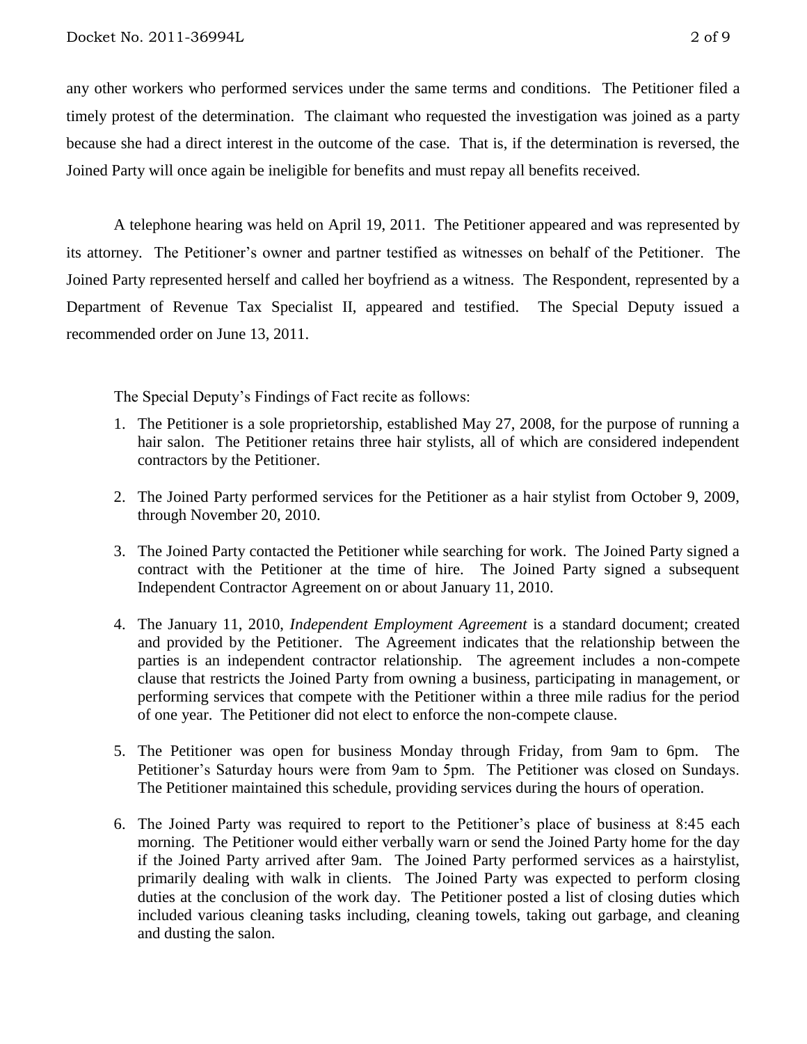any other workers who performed services under the same terms and conditions. The Petitioner filed a timely protest of the determination. The claimant who requested the investigation was joined as a party because she had a direct interest in the outcome of the case. That is, if the determination is reversed, the Joined Party will once again be ineligible for benefits and must repay all benefits received.

A telephone hearing was held on April 19, 2011. The Petitioner appeared and was represented by its attorney. The Petitioner's owner and partner testified as witnesses on behalf of the Petitioner. The Joined Party represented herself and called her boyfriend as a witness. The Respondent, represented by a Department of Revenue Tax Specialist II, appeared and testified. The Special Deputy issued a recommended order on June 13, 2011.

The Special Deputy's Findings of Fact recite as follows:

1. The Petitioner is a sole proprietorship, established May 27, 2008, for the purpose of running a hair salon. The Petitioner retains three hair stylists, all of which are considered independent contractors by the Petitioner.
2. The Joined Party performed services for the Petitioner as a hair stylist from October 9, 2009, through November 20, 2010.
3. The Joined Party contacted the Petitioner while searching for work. The Joined Party signed a contract with the Petitioner at the time of hire. The Joined Party signed a subsequent Independent Contractor Agreement on or about January 11, 2010.
4. The January 11, 2010, *Independent Employment Agreement* is a standard document; created and provided by the Petitioner. The Agreement indicates that the relationship between the parties is an independent contractor relationship. The agreement includes a non-compete clause that restricts the Joined Party from owning a business, participating in management, or performing services that compete with the Petitioner within a three mile radius for the period of one year. The Petitioner did not elect to enforce the non-compete clause.
5. The Petitioner was open for business Monday through Friday, from 9am to 6pm. The Petitioner's Saturday hours were from 9am to 5pm. The Petitioner was closed on Sundays. The Petitioner maintained this schedule, providing services during the hours of operation.
6. The Joined Party was required to report to the Petitioner's place of business at 8:45 each morning. The Petitioner would either verbally warn or send the Joined Party home for the day if the Joined Party arrived after 9am. The Joined Party performed services as a hairstylist, primarily dealing with walk in clients. The Joined Party was expected to perform closing duties at the conclusion of the work day. The Petitioner posted a list of closing duties which included various cleaning tasks including, cleaning towels, taking out garbage, and cleaning and dusting the salon.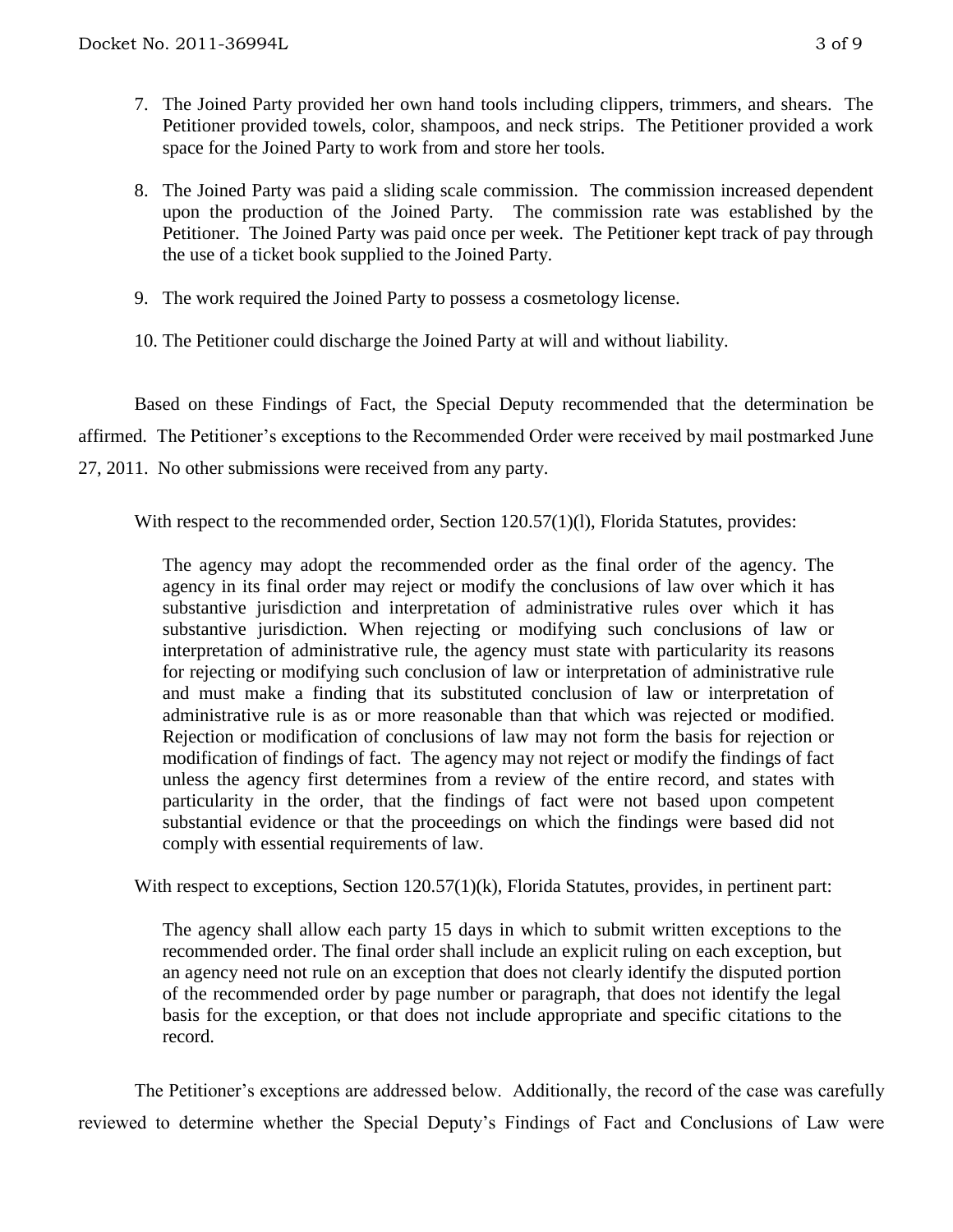7. The Joined Party provided her own hand tools including clippers, trimmers, and shears. The Petitioner provided towels, color, shampoos, and neck strips. The Petitioner provided a work space for the Joined Party to work from and store her tools.

8. The Joined Party was paid a sliding scale commission. The commission increased dependent upon the production of the Joined Party. The commission rate was established by the Petitioner. The Joined Party was paid once per week. The Petitioner kept track of pay through the use of a ticket book supplied to the Joined Party.

9. The work required the Joined Party to possess a cosmetology license.

10. The Petitioner could discharge the Joined Party at will and without liability.

Based on these Findings of Fact, the Special Deputy recommended that the determination be affirmed. The Petitioner's exceptions to the Recommended Order were received by mail postmarked June 27, 2011. No other submissions were received from any party.

With respect to the recommended order, Section 120.57(1)(l), Florida Statutes, provides:

> The agency may adopt the recommended order as the final order of the agency. The agency in its final order may reject or modify the conclusions of law over which it has substantive jurisdiction and interpretation of administrative rules over which it has substantive jurisdiction. When rejecting or modifying such conclusions of law or interpretation of administrative rule, the agency must state with particularity its reasons for rejecting or modifying such conclusion of law or interpretation of administrative rule and must make a finding that its substituted conclusion of law or interpretation of administrative rule is as or more reasonable than that which was rejected or modified. Rejection or modification of conclusions of law may not form the basis for rejection or modification of findings of fact. The agency may not reject or modify the findings of fact unless the agency first determines from a review of the entire record, and states with particularity in the order, that the findings of fact were not based upon competent substantial evidence or that the proceedings on which the findings were based did not comply with essential requirements of law.

With respect to exceptions, Section 120.57(1)(k), Florida Statutes, provides, in pertinent part:

> The agency shall allow each party 15 days in which to submit written exceptions to the recommended order. The final order shall include an explicit ruling on each exception, but an agency need not rule on an exception that does not clearly identify the disputed portion of the recommended order by page number or paragraph, that does not identify the legal basis for the exception, or that does not include appropriate and specific citations to the record.

The Petitioner's exceptions are addressed below. Additionally, the record of the case was carefully reviewed to determine whether the Special Deputy's Findings of Fact and Conclusions of Law were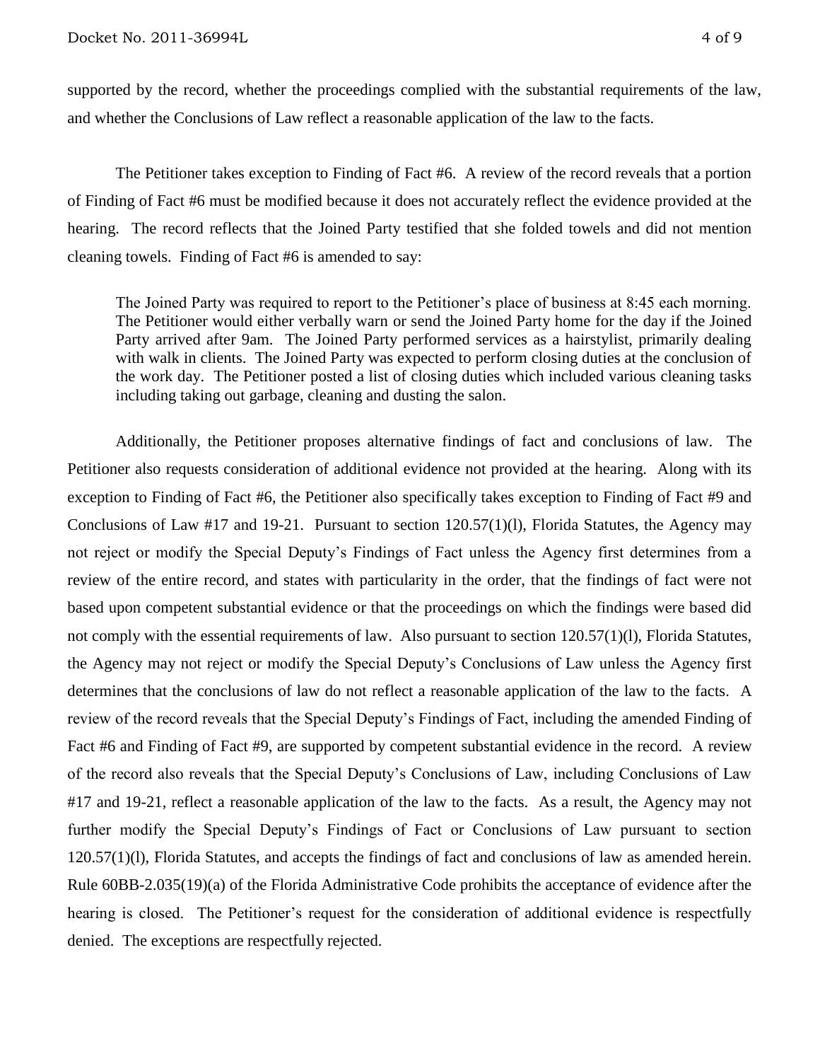supported by the record, whether the proceedings complied with the substantial requirements of the law, and whether the Conclusions of Law reflect a reasonable application of the law to the facts.

The Petitioner takes exception to Finding of Fact #6. A review of the record reveals that a portion of Finding of Fact #6 must be modified because it does not accurately reflect the evidence provided at the hearing. The record reflects that the Joined Party testified that she folded towels and did not mention cleaning towels. Finding of Fact #6 is amended to say:

> The Joined Party was required to report to the Petitioner's place of business at 8:45 each morning. The Petitioner would either verbally warn or send the Joined Party home for the day if the Joined Party arrived after 9am. The Joined Party performed services as a hairstylist, primarily dealing with walk in clients. The Joined Party was expected to perform closing duties at the conclusion of the work day. The Petitioner posted a list of closing duties which included various cleaning tasks including taking out garbage, cleaning and dusting the salon.

Additionally, the Petitioner proposes alternative findings of fact and conclusions of law. The Petitioner also requests consideration of additional evidence not provided at the hearing. Along with its exception to Finding of Fact #6, the Petitioner also specifically takes exception to Finding of Fact #9 and Conclusions of Law #17 and 19-21. Pursuant to section 120.57(1)(l), Florida Statutes, the Agency may not reject or modify the Special Deputy's Findings of Fact unless the Agency first determines from a review of the entire record, and states with particularity in the order, that the findings of fact were not based upon competent substantial evidence or that the proceedings on which the findings were based did not comply with the essential requirements of law. Also pursuant to section 120.57(1)(l), Florida Statutes, the Agency may not reject or modify the Special Deputy's Conclusions of Law unless the Agency first determines that the conclusions of law do not reflect a reasonable application of the law to the facts. A review of the record reveals that the Special Deputy's Findings of Fact, including the amended Finding of Fact #6 and Finding of Fact #9, are supported by competent substantial evidence in the record. A review of the record also reveals that the Special Deputy's Conclusions of Law, including Conclusions of Law #17 and 19-21, reflect a reasonable application of the law to the facts. As a result, the Agency may not further modify the Special Deputy's Findings of Fact or Conclusions of Law pursuant to section 120.57(1)(l), Florida Statutes, and accepts the findings of fact and conclusions of law as amended herein. Rule 60BB-2.035(19)(a) of the Florida Administrative Code prohibits the acceptance of evidence after the hearing is closed. The Petitioner's request for the consideration of additional evidence is respectfully denied. The exceptions are respectfully rejected.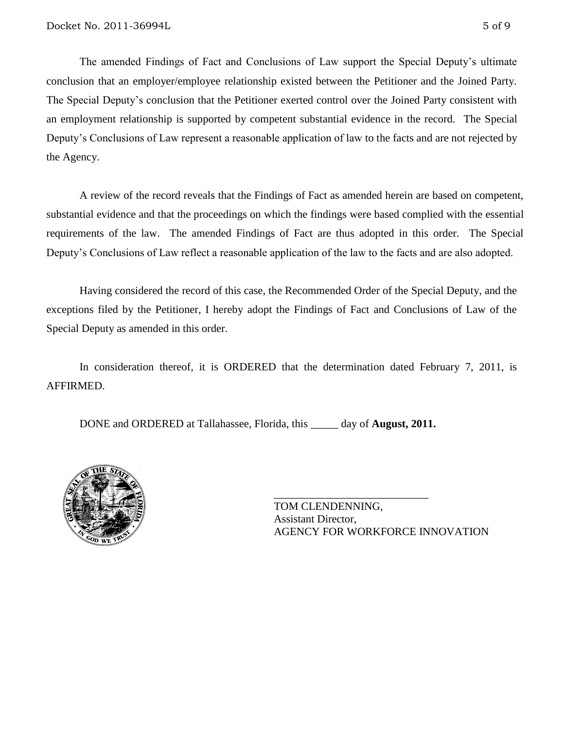The amended Findings of Fact and Conclusions of Law support the Special Deputy's ultimate conclusion that an employer/employee relationship existed between the Petitioner and the Joined Party. The Special Deputy's conclusion that the Petitioner exerted control over the Joined Party consistent with an employment relationship is supported by competent substantial evidence in the record. The Special Deputy's Conclusions of Law represent a reasonable application of law to the facts and are not rejected by the Agency.

A review of the record reveals that the Findings of Fact as amended herein are based on competent, substantial evidence and that the proceedings on which the findings were based complied with the essential requirements of the law. The amended Findings of Fact are thus adopted in this order. The Special Deputy's Conclusions of Law reflect a reasonable application of the law to the facts and are also adopted.

Having considered the record of this case, the Recommended Order of the Special Deputy, and the exceptions filed by the Petitioner, I hereby adopt the Findings of Fact and Conclusions of Law of the Special Deputy as amended in this order.

In consideration thereof, it is ORDERED that the determination dated February 7, 2011, is AFFIRMED.

DONE and ORDERED at Tallahassee, Florida, this _____ day of **August, 2011.**

\_\_\_\_\_\_\_\_\_\_\_\_\_\_\_\_\_\_\_\_\_\_\_\_\_\_\_\_\_\_

TOM CLENDENNING,
Assistant Director,
AGENCY FOR WORKFORCE INNOVATION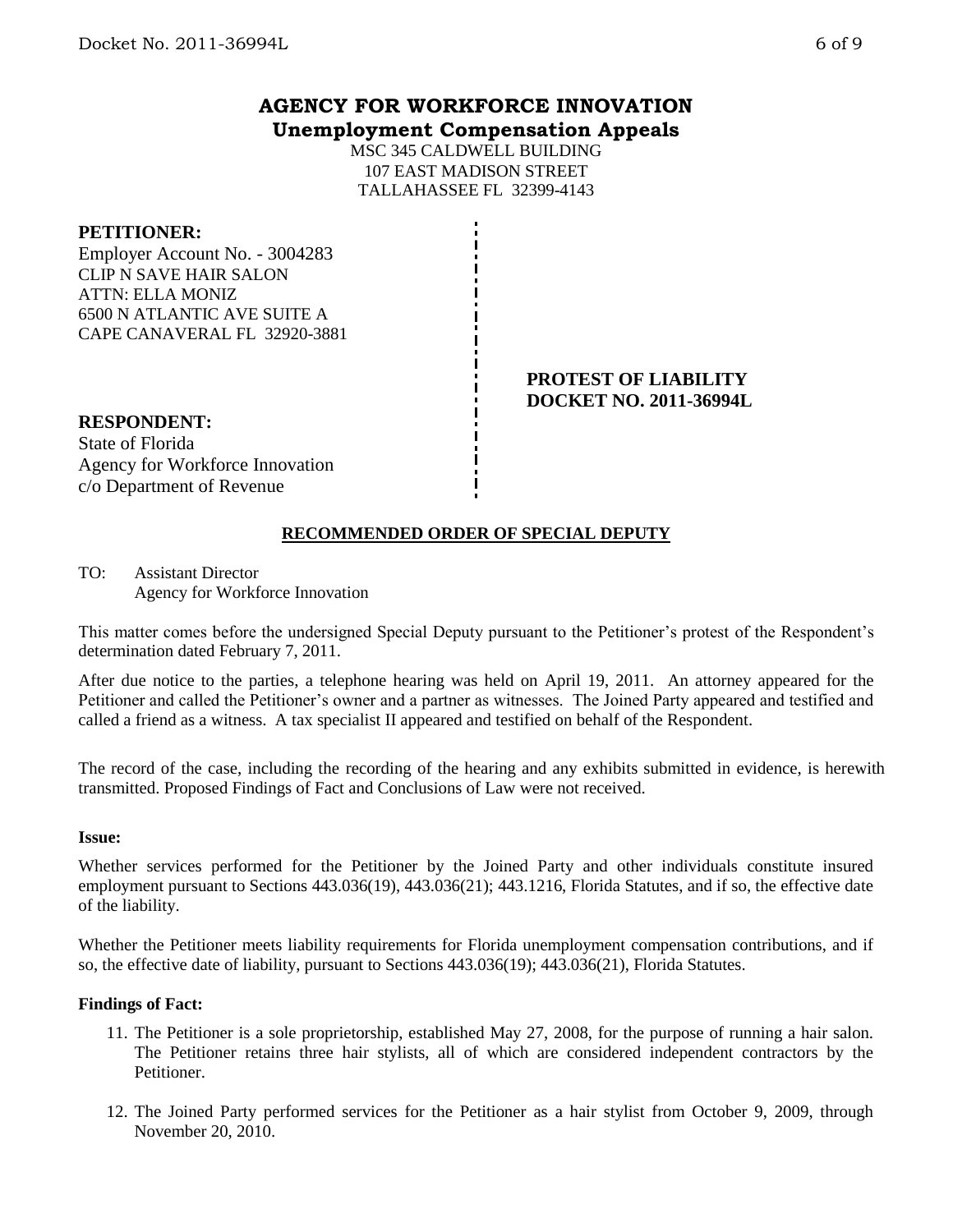## AGENCY FOR WORKFORCE INNOVATION
### Unemployment Compensation Appeals

MSC 345 CALDWELL BUILDING
107 EAST MADISON STREET
TALLAHASSEE FL 32399-4143

**PETITIONER:**
Employer Account No. - 3004283
CLIP N SAVE HAIR SALON
ATTN: ELLA MONIZ
6500 N ATLANTIC AVE SUITE A
CAPE CANAVERAL FL 32920-3881

**PROTEST OF LIABILITY**
**DOCKET NO. 2011-36994L**

**RESPONDENT:**
State of Florida
Agency for Workforce Innovation
c/o Department of Revenue

**RECOMMENDED ORDER OF SPECIAL DEPUTY**

TO: Assistant Director
Agency for Workforce Innovation

This matter comes before the undersigned Special Deputy pursuant to the Petitioner's protest of the Respondent's determination dated February 7, 2011.

After due notice to the parties, a telephone hearing was held on April 19, 2011. An attorney appeared for the Petitioner and called the Petitioner's owner and a partner as witnesses. The Joined Party appeared and testified and called a friend as a witness. A tax specialist II appeared and testified on behalf of the Respondent.

The record of the case, including the recording of the hearing and any exhibits submitted in evidence, is herewith transmitted. Proposed Findings of Fact and Conclusions of Law were not received.

**Issue:**

Whether services performed for the Petitioner by the Joined Party and other individuals constitute insured employment pursuant to Sections 443.036(19), 443.036(21); 443.1216, Florida Statutes, and if so, the effective date of the liability.

Whether the Petitioner meets liability requirements for Florida unemployment compensation contributions, and if so, the effective date of liability, pursuant to Sections 443.036(19); 443.036(21), Florida Statutes.

**Findings of Fact:**

11. The Petitioner is a sole proprietorship, established May 27, 2008, for the purpose of running a hair salon. The Petitioner retains three hair stylists, all of which are considered independent contractors by the Petitioner.

12. The Joined Party performed services for the Petitioner as a hair stylist from October 9, 2009, through November 20, 2010.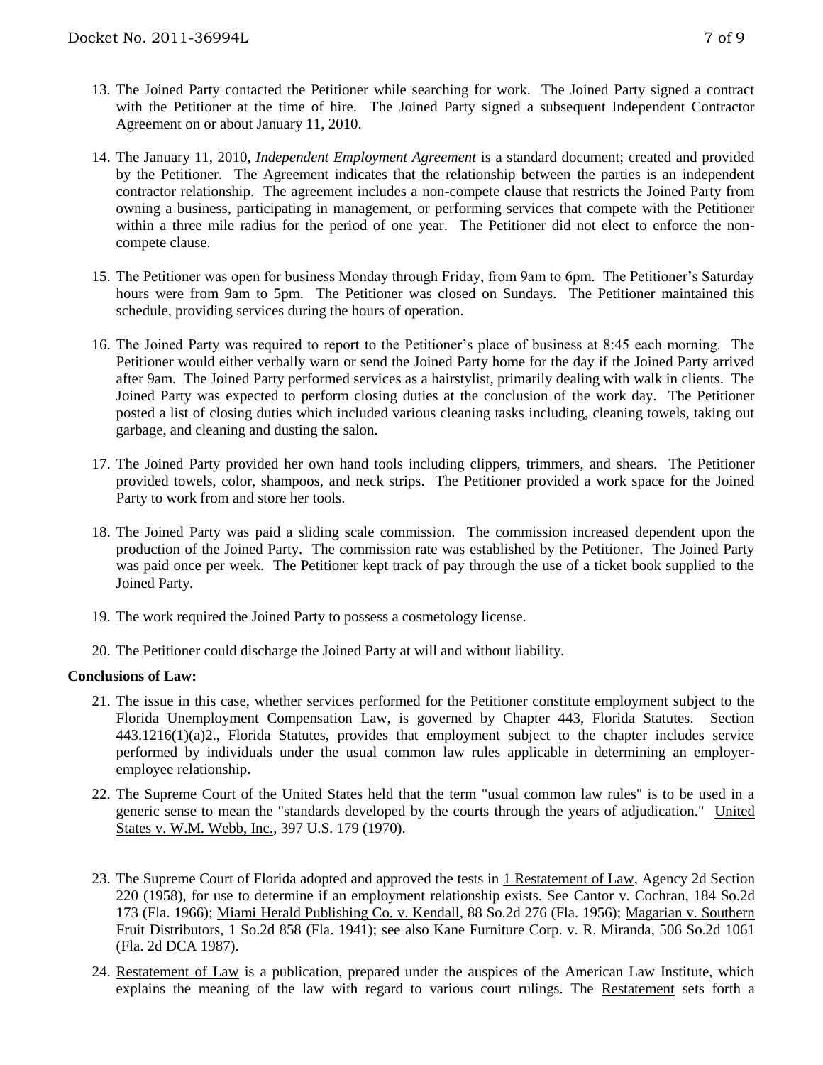13. The Joined Party contacted the Petitioner while searching for work. The Joined Party signed a contract with the Petitioner at the time of hire. The Joined Party signed a subsequent Independent Contractor Agreement on or about January 11, 2010.

14. The January 11, 2010, *Independent Employment Agreement* is a standard document; created and provided by the Petitioner. The Agreement indicates that the relationship between the parties is an independent contractor relationship. The agreement includes a non-compete clause that restricts the Joined Party from owning a business, participating in management, or performing services that compete with the Petitioner within a three mile radius for the period of one year. The Petitioner did not elect to enforce the non-compete clause.

15. The Petitioner was open for business Monday through Friday, from 9am to 6pm. The Petitioner's Saturday hours were from 9am to 5pm. The Petitioner was closed on Sundays. The Petitioner maintained this schedule, providing services during the hours of operation.

16. The Joined Party was required to report to the Petitioner's place of business at 8:45 each morning. The Petitioner would either verbally warn or send the Joined Party home for the day if the Joined Party arrived after 9am. The Joined Party performed services as a hairstylist, primarily dealing with walk in clients. The Joined Party was expected to perform closing duties at the conclusion of the work day. The Petitioner posted a list of closing duties which included various cleaning tasks including, cleaning towels, taking out garbage, and cleaning and dusting the salon.

17. The Joined Party provided her own hand tools including clippers, trimmers, and shears. The Petitioner provided towels, color, shampoos, and neck strips. The Petitioner provided a work space for the Joined Party to work from and store her tools.

18. The Joined Party was paid a sliding scale commission. The commission increased dependent upon the production of the Joined Party. The commission rate was established by the Petitioner. The Joined Party was paid once per week. The Petitioner kept track of pay through the use of a ticket book supplied to the Joined Party.

19. The work required the Joined Party to possess a cosmetology license.

20. The Petitioner could discharge the Joined Party at will and without liability.

**Conclusions of Law:**

21. The issue in this case, whether services performed for the Petitioner constitute employment subject to the Florida Unemployment Compensation Law, is governed by Chapter 443, Florida Statutes. Section 443.1216(1)(a)2., Florida Statutes, provides that employment subject to the chapter includes service performed by individuals under the usual common law rules applicable in determining an employer-employee relationship.

22. The Supreme Court of the United States held that the term "usual common law rules" is to be used in a generic sense to mean the "standards developed by the courts through the years of adjudication." United States v. W.M. Webb, Inc., 397 U.S. 179 (1970).

23. The Supreme Court of Florida adopted and approved the tests in 1 Restatement of Law, Agency 2d Section 220 (1958), for use to determine if an employment relationship exists. See Cantor v. Cochran, 184 So.2d 173 (Fla. 1966); Miami Herald Publishing Co. v. Kendall, 88 So.2d 276 (Fla. 1956); Magarian v. Southern Fruit Distributors, 1 So.2d 858 (Fla. 1941); see also Kane Furniture Corp. v. R. Miranda, 506 So.2d 1061 (Fla. 2d DCA 1987).

24. Restatement of Law is a publication, prepared under the auspices of the American Law Institute, which explains the meaning of the law with regard to various court rulings. The Restatement sets forth a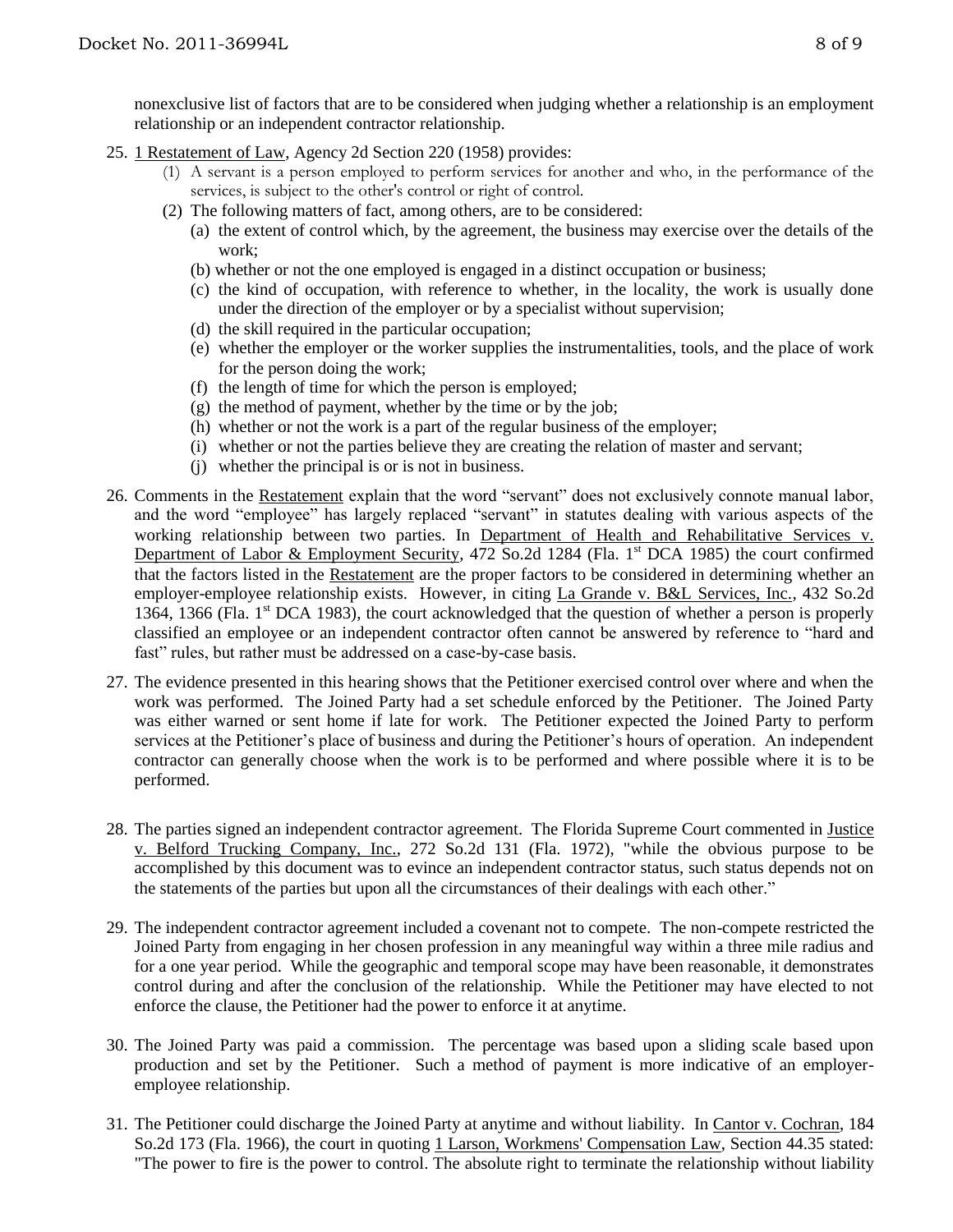nonexclusive list of factors that are to be considered when judging whether a relationship is an employment relationship or an independent contractor relationship.

25. 1 Restatement of Law, Agency 2d Section 220 (1958) provides:
    (1) A servant is a person employed to perform services for another and who, in the performance of the services, is subject to the other's control or right of control.
    (2) The following matters of fact, among others, are to be considered:
        (a) the extent of control which, by the agreement, the business may exercise over the details of the work;
        (b) whether or not the one employed is engaged in a distinct occupation or business;
        (c) the kind of occupation, with reference to whether, in the locality, the work is usually done under the direction of the employer or by a specialist without supervision;
        (d) the skill required in the particular occupation;
        (e) whether the employer or the worker supplies the instrumentalities, tools, and the place of work for the person doing the work;
        (f) the length of time for which the person is employed;
        (g) the method of payment, whether by the time or by the job;
        (h) whether or not the work is a part of the regular business of the employer;
        (i) whether or not the parties believe they are creating the relation of master and servant;
        (j) whether the principal is or is not in business.

26. Comments in the Restatement explain that the word "servant" does not exclusively connote manual labor, and the word "employee" has largely replaced "servant" in statutes dealing with various aspects of the working relationship between two parties. In Department of Health and Rehabilitative Services v. Department of Labor & Employment Security, 472 So.2d 1284 (Fla. 1st DCA 1985) the court confirmed that the factors listed in the Restatement are the proper factors to be considered in determining whether an employer-employee relationship exists. However, in citing La Grande v. B&L Services, Inc., 432 So.2d 1364, 1366 (Fla. 1st DCA 1983), the court acknowledged that the question of whether a person is properly classified an employee or an independent contractor often cannot be answered by reference to "hard and fast" rules, but rather must be addressed on a case-by-case basis.

27. The evidence presented in this hearing shows that the Petitioner exercised control over where and when the work was performed. The Joined Party had a set schedule enforced by the Petitioner. The Joined Party was either warned or sent home if late for work. The Petitioner expected the Joined Party to perform services at the Petitioner's place of business and during the Petitioner's hours of operation. An independent contractor can generally choose when the work is to be performed and where possible where it is to be performed.

28. The parties signed an independent contractor agreement. The Florida Supreme Court commented in Justice v. Belford Trucking Company, Inc., 272 So.2d 131 (Fla. 1972), "while the obvious purpose to be accomplished by this document was to evince an independent contractor status, such status depends not on the statements of the parties but upon all the circumstances of their dealings with each other."

29. The independent contractor agreement included a covenant not to compete. The non-compete restricted the Joined Party from engaging in her chosen profession in any meaningful way within a three mile radius and for a one year period. While the geographic and temporal scope may have been reasonable, it demonstrates control during and after the conclusion of the relationship. While the Petitioner may have elected to not enforce the clause, the Petitioner had the power to enforce it at anytime.

30. The Joined Party was paid a commission. The percentage was based upon a sliding scale based upon production and set by the Petitioner. Such a method of payment is more indicative of an employer-employee relationship.

31. The Petitioner could discharge the Joined Party at anytime and without liability. In Cantor v. Cochran, 184 So.2d 173 (Fla. 1966), the court in quoting 1 Larson, Workmens' Compensation Law, Section 44.35 stated: "The power to fire is the power to control. The absolute right to terminate the relationship without liability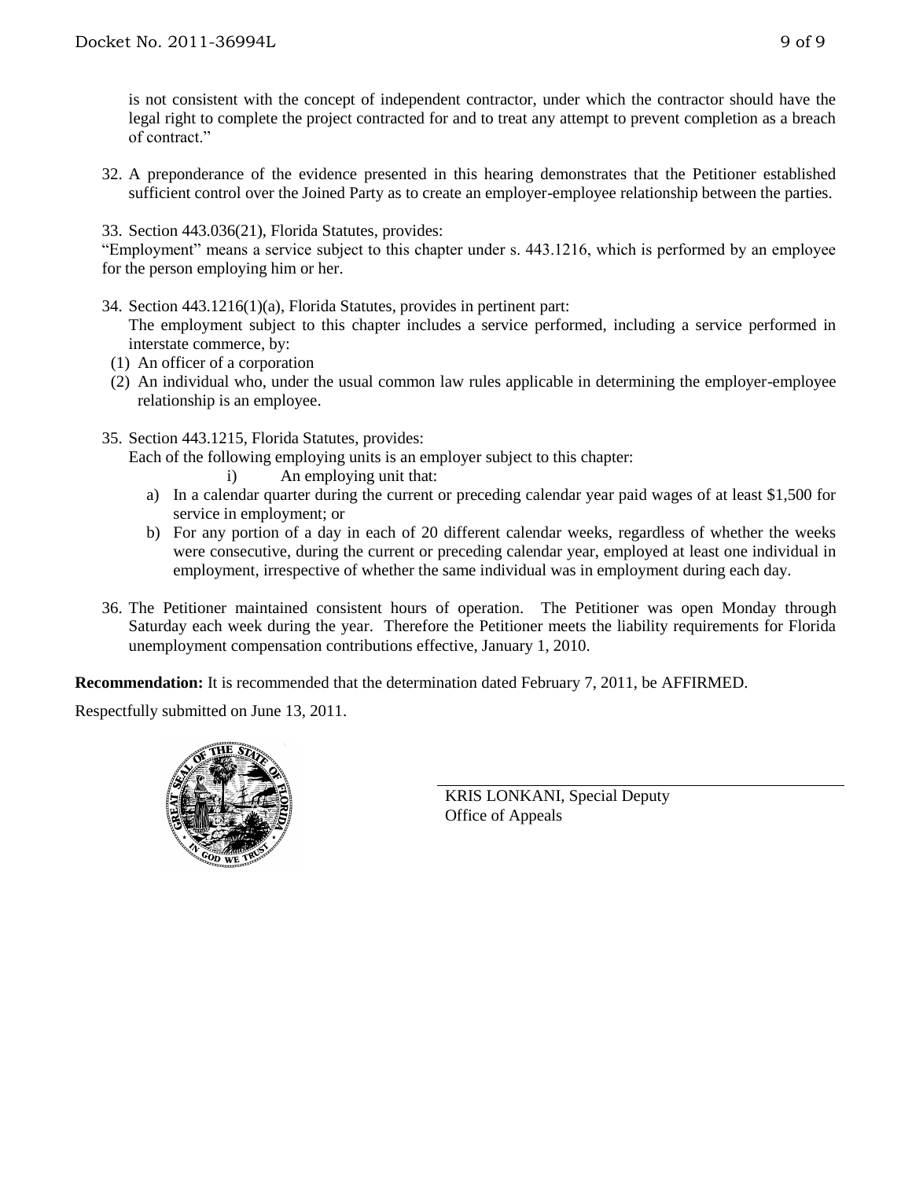is not consistent with the concept of independent contractor, under which the contractor should have the legal right to complete the project contracted for and to treat any attempt to prevent completion as a breach of contract."

32. A preponderance of the evidence presented in this hearing demonstrates that the Petitioner established sufficient control over the Joined Party as to create an employer-employee relationship between the parties.

33. Section 443.036(21), Florida Statutes, provides:

"Employment" means a service subject to this chapter under s. 443.1216, which is performed by an employee for the person employing him or her.

34. Section 443.1216(1)(a), Florida Statutes, provides in pertinent part:

    The employment subject to this chapter includes a service performed, including a service performed in interstate commerce, by:

    (1) An officer of a corporation
    (2) An individual who, under the usual common law rules applicable in determining the employer-employee relationship is an employee.

35. Section 443.1215, Florida Statutes, provides:

    Each of the following employing units is an employer subject to this chapter:

    i) An employing unit that:

    a) In a calendar quarter during the current or preceding calendar year paid wages of at least $1,500 for service in employment; or
    b) For any portion of a day in each of 20 different calendar weeks, regardless of whether the weeks were consecutive, during the current or preceding calendar year, employed at least one individual in employment, irrespective of whether the same individual was in employment during each day.

36. The Petitioner maintained consistent hours of operation. The Petitioner was open Monday through Saturday each week during the year. Therefore the Petitioner meets the liability requirements for Florida unemployment compensation contributions effective, January 1, 2010.

**Recommendation:** It is recommended that the determination dated February 7, 2011, be AFFIRMED.

Respectfully submitted on June 13, 2011.

KRIS LONKANI, Special Deputy
Office of Appeals